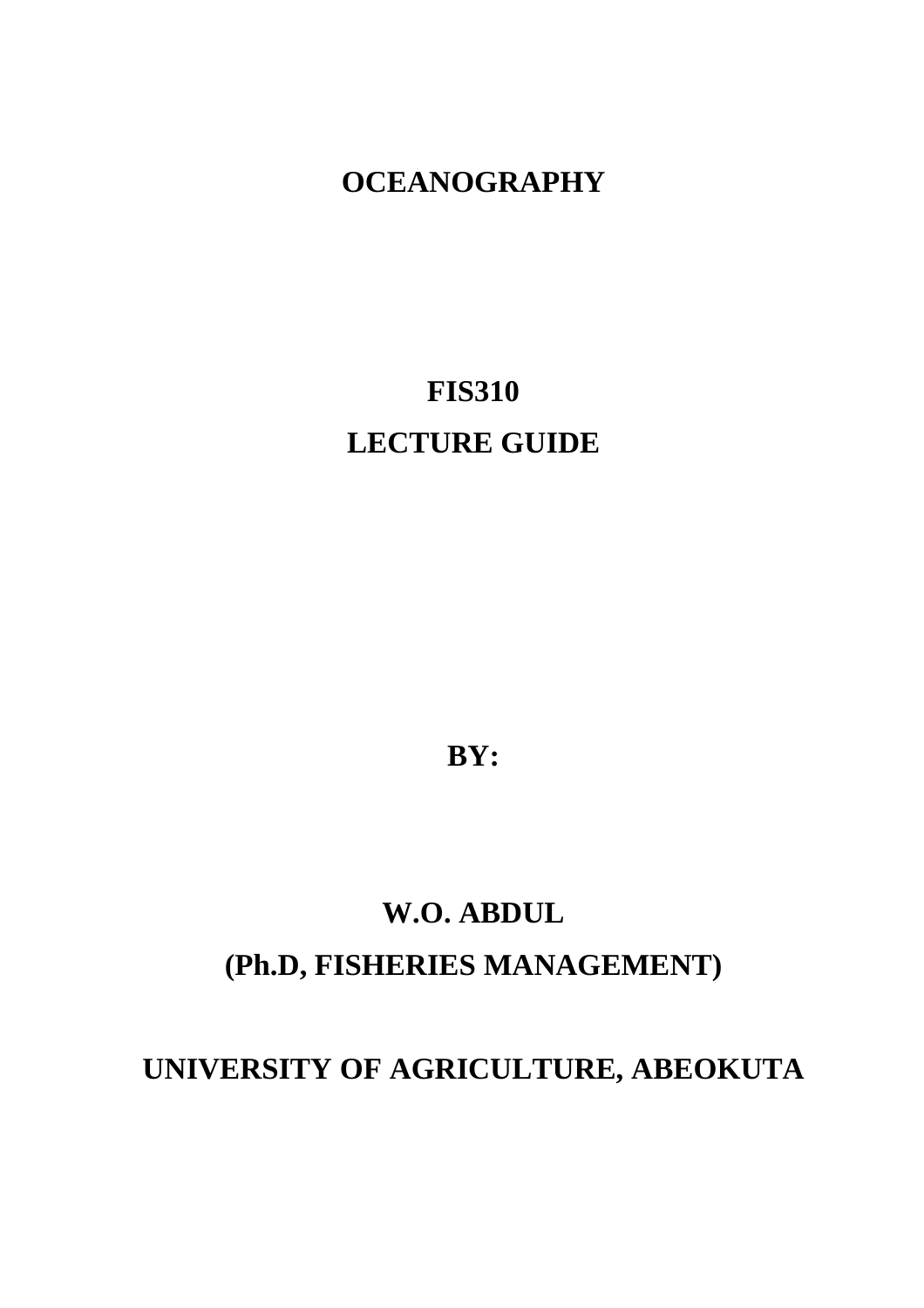# OCEANOGRAPHY

## FIS310

## LECTURE GUIDE

**BY:**

**W.O. ABDUL**

**(Ph.D, FISHERIES MANAGEMENT)**

**UNIVERSITY OF AGRICULTURE, ABEOKUTA**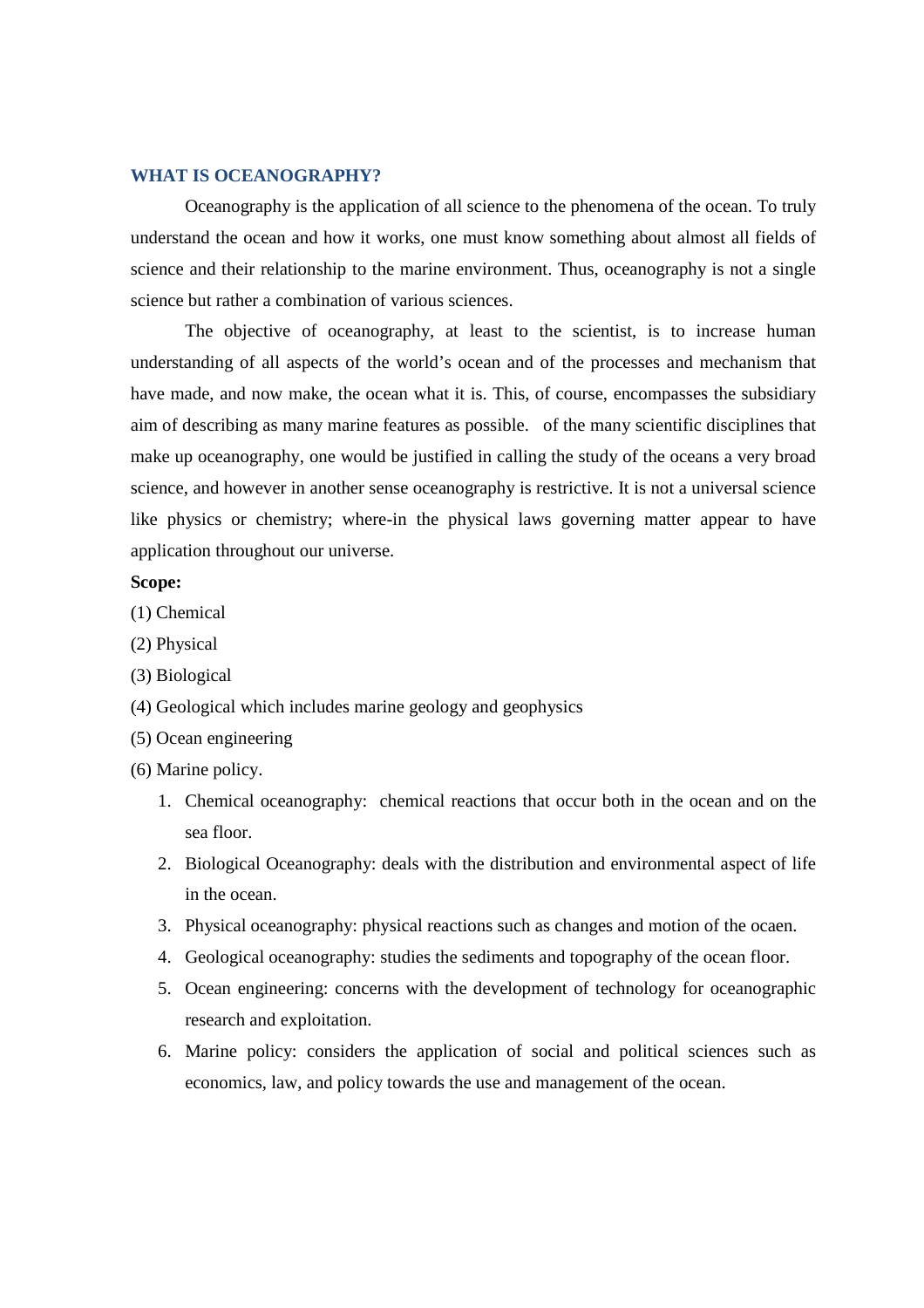## WHAT IS OCEANOGRAPHY?

Oceanography is the application of all science to the phenomena of the ocean. To truly understand the ocean and how it works, one must know something about almost all fields of science and their relationship to the marine environment. Thus, oceanography is not a single science but rather a combination of various sciences.

The objective of oceanography, at least to the scientist, is to increase human understanding of all aspects of the world's ocean and of the processes and mechanism that have made, and now make, the ocean what it is. This, of course, encompasses the subsidiary aim of describing as many marine features as possible. of the many scientific disciplines that make up oceanography, one would be justified in calling the study of the oceans a very broad science, and however in another sense oceanography is restrictive. It is not a universal science like physics or chemistry; where-in the physical laws governing matter appear to have application throughout our universe.

**Scope:**

(1) Chemical

(2) Physical

(3) Biological

(4) Geological which includes marine geology and geophysics

(5) Ocean engineering

(6) Marine policy.

1. Chemical oceanography: chemical reactions that occur both in the ocean and on the sea floor.
2. Biological Oceanography: deals with the distribution and environmental aspect of life in the ocean.
3. Physical oceanography: physical reactions such as changes and motion of the ocaen.
4. Geological oceanography: studies the sediments and topography of the ocean floor.
5. Ocean engineering: concerns with the development of technology for oceanographic research and exploitation.
6. Marine policy: considers the application of social and political sciences such as economics, law, and policy towards the use and management of the ocean.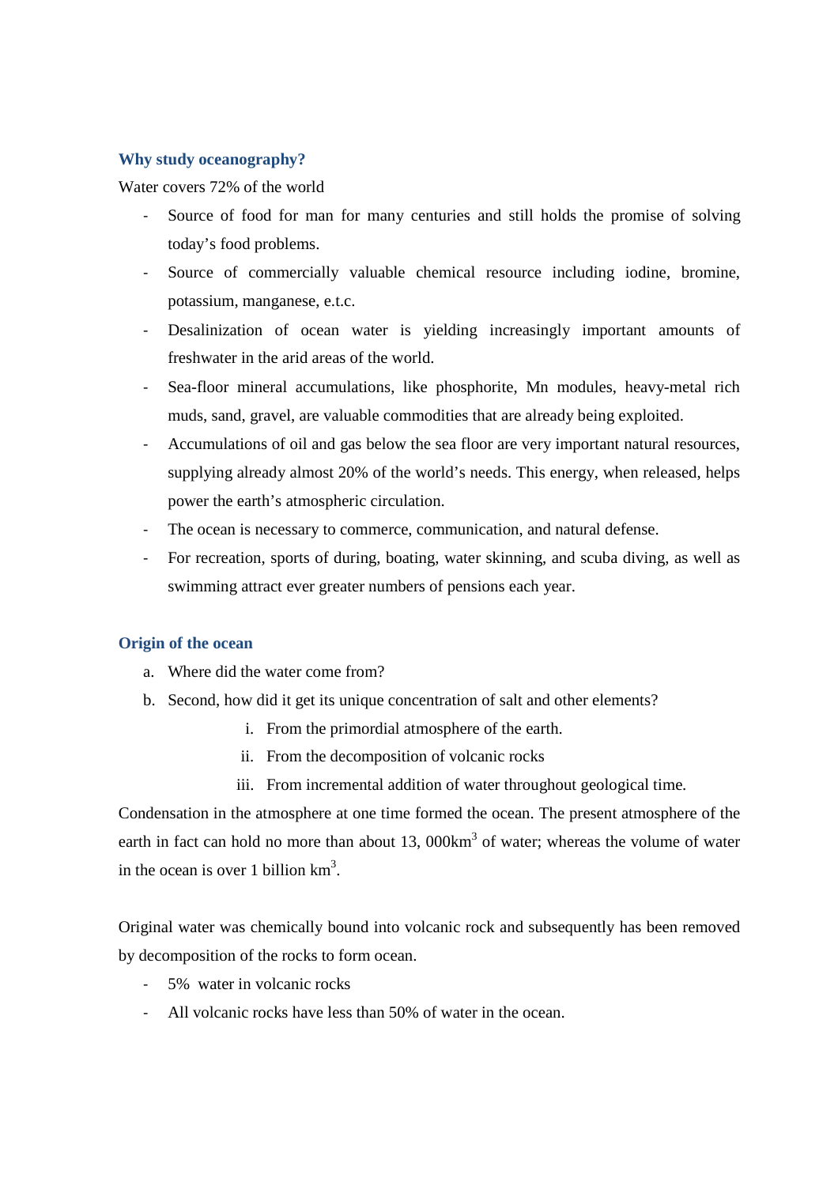### Why study oceanography?

Water covers 72% of the world

- Source of food for man for many centuries and still holds the promise of solving today's food problems.
- Source of commercially valuable chemical resource including iodine, bromine, potassium, manganese, e.t.c.
- Desalinization of ocean water is yielding increasingly important amounts of freshwater in the arid areas of the world.
- Sea-floor mineral accumulations, like phosphorite, Mn modules, heavy-metal rich muds, sand, gravel, are valuable commodities that are already being exploited.
- Accumulations of oil and gas below the sea floor are very important natural resources, supplying already almost 20% of the world's needs. This energy, when released, helps power the earth's atmospheric circulation.
- The ocean is necessary to commerce, communication, and natural defense.
- For recreation, sports of during, boating, water skinning, and scuba diving, as well as swimming attract ever greater numbers of pensions each year.

### Origin of the ocean

a. Where did the water come from?
b. Second, how did it get its unique concentration of salt and other elements?
    i. From the primordial atmosphere of the earth.
    ii. From the decomposition of volcanic rocks
    iii. From incremental addition of water throughout geological time.

Condensation in the atmosphere at one time formed the ocean. The present atmosphere of the earth in fact can hold no more than about 13, 000km$^3$ of water; whereas the volume of water in the ocean is over 1 billion km$^3$.

Original water was chemically bound into volcanic rock and subsequently has been removed by decomposition of the rocks to form ocean.

- 5% water in volcanic rocks
- All volcanic rocks have less than 50% of water in the ocean.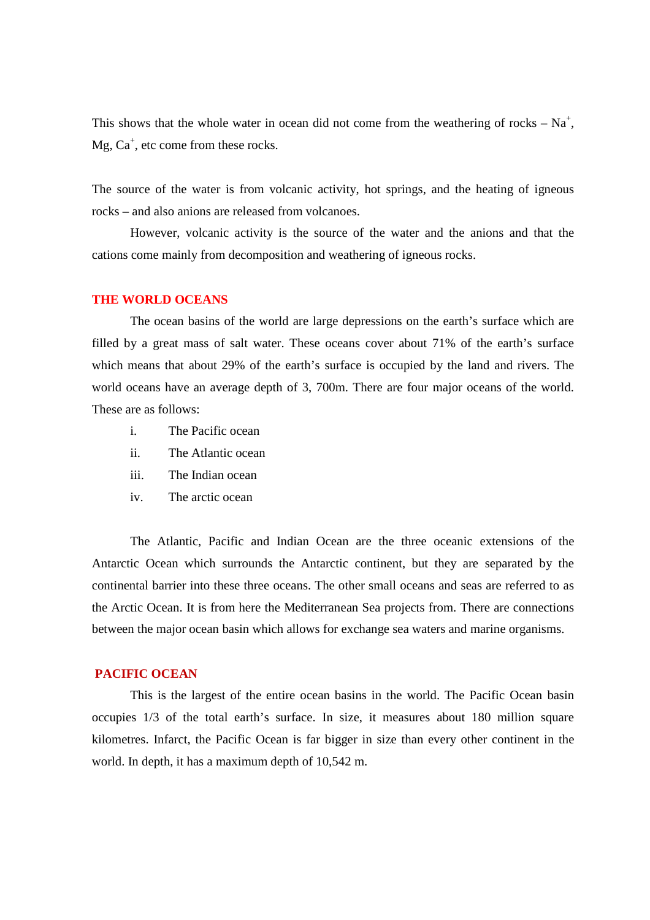This shows that the whole water in ocean did not come from the weathering of rocks – $Na^{+}$, Mg, $Ca^{+}$, etc come from these rocks.

The source of the water is from volcanic activity, hot springs, and the heating of igneous rocks – and also anions are released from volcanoes.

However, volcanic activity is the source of the water and the anions and that the cations come mainly from decomposition and weathering of igneous rocks.

## THE WORLD OCEANS

The ocean basins of the world are large depressions on the earth's surface which are filled by a great mass of salt water. These oceans cover about 71% of the earth's surface which means that about 29% of the earth's surface is occupied by the land and rivers. The world oceans have an average depth of 3, 700m. There are four major oceans of the world. These are as follows:

i. The Pacific ocean
ii. The Atlantic ocean
iii. The Indian ocean
iv. The arctic ocean

The Atlantic, Pacific and Indian Ocean are the three oceanic extensions of the Antarctic Ocean which surrounds the Antarctic continent, but they are separated by the continental barrier into these three oceans. The other small oceans and seas are referred to as the Arctic Ocean. It is from here the Mediterranean Sea projects from. There are connections between the major ocean basin which allows for exchange sea waters and marine organisms.

## PACIFIC OCEAN

This is the largest of the entire ocean basins in the world. The Pacific Ocean basin occupies 1/3 of the total earth's surface. In size, it measures about 180 million square kilometres. Infarct, the Pacific Ocean is far bigger in size than every other continent in the world. In depth, it has a maximum depth of 10,542 m.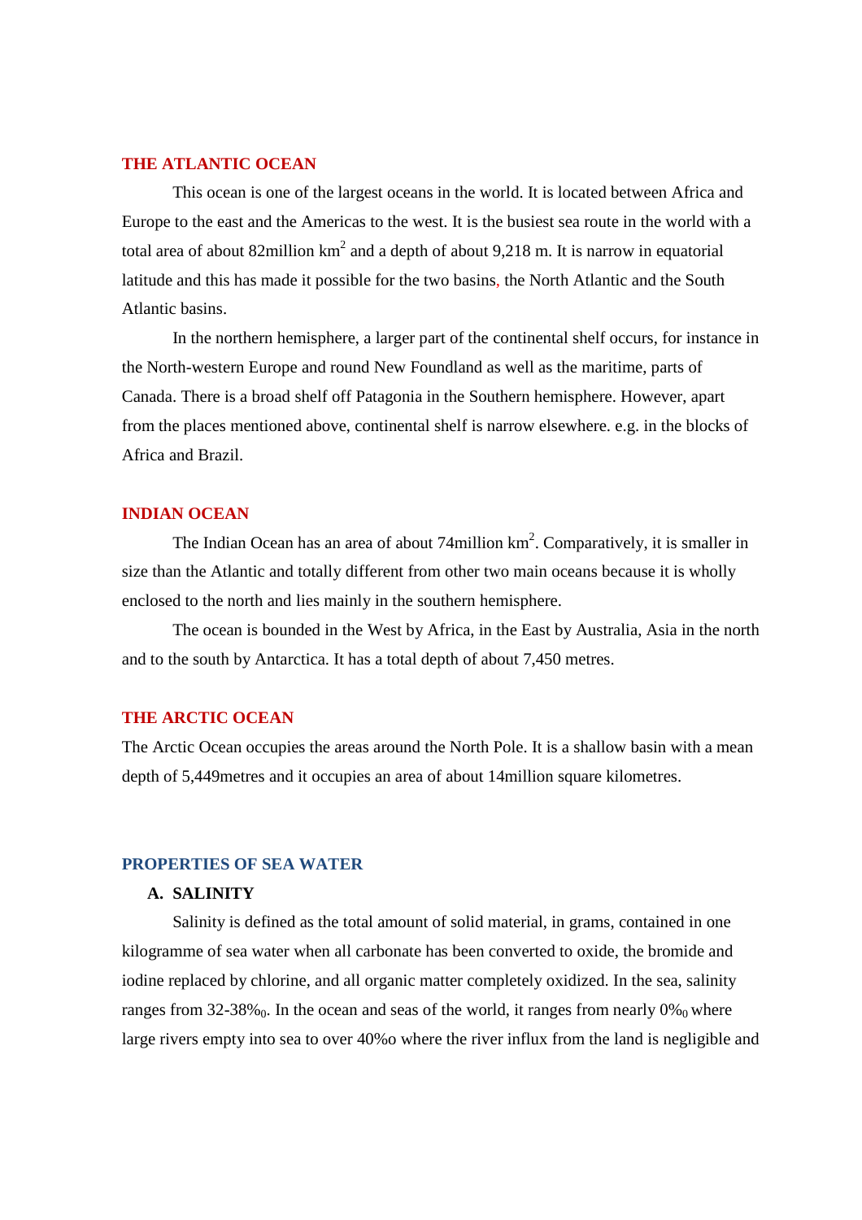## THE ATLANTIC OCEAN

This ocean is one of the largest oceans in the world. It is located between Africa and Europe to the east and the Americas to the west. It is the busiest sea route in the world with a total area of about 82million km$^2$ and a depth of about 9,218 m. It is narrow in equatorial latitude and this has made it possible for the two basins, the North Atlantic and the South Atlantic basins.

In the northern hemisphere, a larger part of the continental shelf occurs, for instance in the North-western Europe and round New Foundland as well as the maritime, parts of Canada. There is a broad shelf off Patagonia in the Southern hemisphere. However, apart from the places mentioned above, continental shelf is narrow elsewhere. e.g. in the blocks of Africa and Brazil.

## INDIAN OCEAN

The Indian Ocean has an area of about 74million km$^2$. Comparatively, it is smaller in size than the Atlantic and totally different from other two main oceans because it is wholly enclosed to the north and lies mainly in the southern hemisphere.

The ocean is bounded in the West by Africa, in the East by Australia, Asia in the north and to the south by Antarctica. It has a total depth of about 7,450 metres.

## THE ARCTIC OCEAN

The Arctic Ocean occupies the areas around the North Pole. It is a shallow basin with a mean depth of 5,449metres and it occupies an area of about 14million square kilometres.

## PROPERTIES OF SEA WATER

### A. SALINITY

Salinity is defined as the total amount of solid material, in grams, contained in one kilogramme of sea water when all carbonate has been converted to oxide, the bromide and iodine replaced by chlorine, and all organic matter completely oxidized. In the sea, salinity ranges from 32-38‰$_0$. In the ocean and seas of the world, it ranges from nearly 0‰$_0$ where large rivers empty into sea to over 40%o where the river influx from the land is negligible and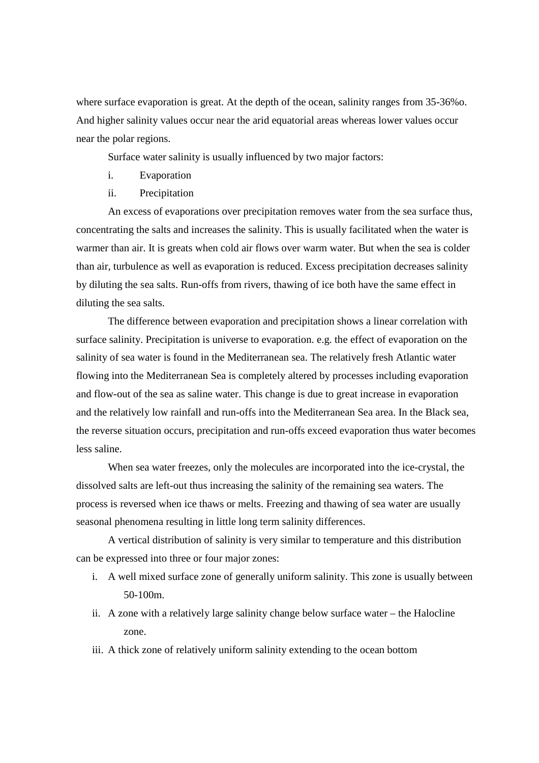where surface evaporation is great. At the depth of the ocean, salinity ranges from 35-36%o. And higher salinity values occur near the arid equatorial areas whereas lower values occur near the polar regions.

Surface water salinity is usually influenced by two major factors:

i. Evaporation
ii. Precipitation

An excess of evaporations over precipitation removes water from the sea surface thus, concentrating the salts and increases the salinity. This is usually facilitated when the water is warmer than air. It is greats when cold air flows over warm water. But when the sea is colder than air, turbulence as well as evaporation is reduced. Excess precipitation decreases salinity by diluting the sea salts. Run-offs from rivers, thawing of ice both have the same effect in diluting the sea salts.

The difference between evaporation and precipitation shows a linear correlation with surface salinity. Precipitation is universe to evaporation. e.g. the effect of evaporation on the salinity of sea water is found in the Mediterranean sea. The relatively fresh Atlantic water flowing into the Mediterranean Sea is completely altered by processes including evaporation and flow-out of the sea as saline water. This change is due to great increase in evaporation and the relatively low rainfall and run-offs into the Mediterranean Sea area. In the Black sea, the reverse situation occurs, precipitation and run-offs exceed evaporation thus water becomes less saline.

When sea water freezes, only the molecules are incorporated into the ice-crystal, the dissolved salts are left-out thus increasing the salinity of the remaining sea waters. The process is reversed when ice thaws or melts. Freezing and thawing of sea water are usually seasonal phenomena resulting in little long term salinity differences.

A vertical distribution of salinity is very similar to temperature and this distribution can be expressed into three or four major zones:

i. A well mixed surface zone of generally uniform salinity. This zone is usually between 50-100m.
ii. A zone with a relatively large salinity change below surface water – the Halocline zone.
iii. A thick zone of relatively uniform salinity extending to the ocean bottom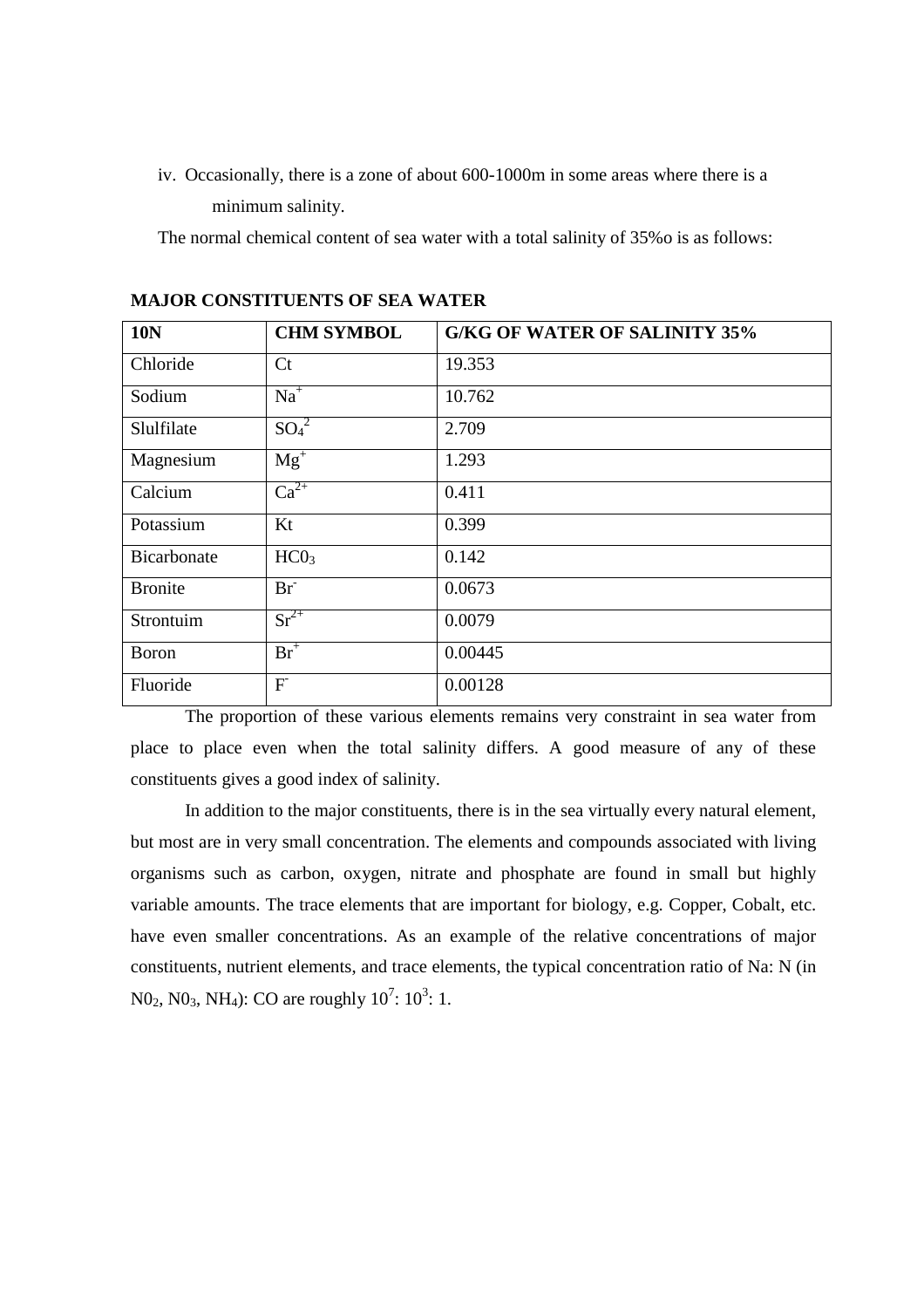iv. Occasionally, there is a zone of about 600-1000m in some areas where there is a minimum salinity.

The normal chemical content of sea water with a total salinity of 35%o is as follows:

**MAJOR CONSTITUENTS OF SEA WATER**

| 10N | CHM SYMBOL | G/KG OF WATER OF SALINITY 35% |
|---|---|---|
| Chloride | Ct | 19.353 |
| Sodium | $Na^{+}$ | 10.762 |
| Slulfilate | $SO_4^{2}$ | 2.709 |
| Magnesium | $Mg^{+}$ | 1.293 |
| Calcium | $Ca^{2+}$ | 0.411 |
| Potassium | Kt | 0.399 |
| Bicarbonate | $HC0_3$ | 0.142 |
| Bronite | $Br^{-}$ | 0.0673 |
| Strontuim | $Sr^{2+}$ | 0.0079 |
| Boron | $Br^{+}$ | 0.00445 |
| Fluoride | $F^{-}$ | 0.00128 |

The proportion of these various elements remains very constraint in sea water from place to place even when the total salinity differs. A good measure of any of these constituents gives a good index of salinity.

In addition to the major constituents, there is in the sea virtually every natural element, but most are in very small concentration. The elements and compounds associated with living organisms such as carbon, oxygen, nitrate and phosphate are found in small but highly variable amounts. The trace elements that are important for biology, e.g. Copper, Cobalt, etc. have even smaller concentrations. As an example of the relative concentrations of major constituents, nutrient elements, and trace elements, the typical concentration ratio of Na: N (in $N0_2$, $N0_3$, $NH_4$): CO are roughly $10^7$: $10^3$: 1.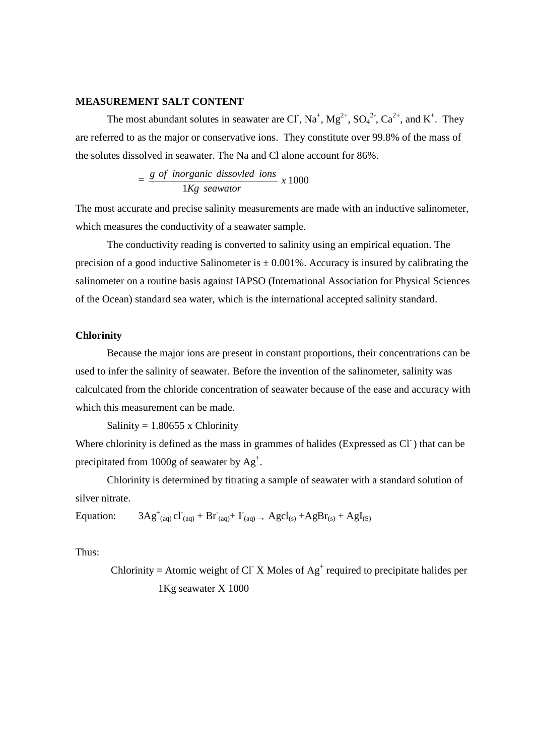**MEASUREMENT SALT CONTENT**

The most abundant solutes in seawater are $Cl^-$, $Na^+$, $Mg^{2+}$, $SO_4^{2-}$, $Ca^{2+}$, and $K^+$. They are referred to as the major or conservative ions. They constitute over 99.8% of the mass of the solutes dissolved in seawater. The Na and Cl alone account for 86%.

$$= \frac{g\ of\ inorganic\ dissovled\ ions}{1Kg\ seawator}\ x\,1000$$

The most accurate and precise salinity measurements are made with an inductive salinometer, which measures the conductivity of a seawater sample.

The conductivity reading is converted to salinity using an empirical equation. The precision of a good inductive Salinometer is ± 0.001%. Accuracy is insured by calibrating the salinometer on a routine basis against IAPSO (International Association for Physical Sciences of the Ocean) standard sea water, which is the international accepted salinity standard.

**Chlorinity**

Because the major ions are present in constant proportions, their concentrations can be used to infer the salinity of seawater. Before the invention of the salinometer, salinity was calculcated from the chloride concentration of seawater because of the ease and accuracy with which this measurement can be made.

Salinity = 1.80655 x Chlorinity

Where chlorinity is defined as the mass in grammes of halides (Expressed as $Cl^-$) that can be precipitated from 1000g of seawater by $Ag^+$.

Chlorinity is determined by titrating a sample of seawater with a standard solution of silver nitrate.

Equation: $3Ag^+_{(aq)}\, cl^-_{(aq)} + Br^-_{(aq)} + I^-_{(aq)} \rightarrow Agcl_{(s)} + AgBr_{(s)} + AgI_{(S)}$

Thus:

Chlorinity = Atomic weight of $Cl^-$ X Moles of $Ag^+$ required to precipitate halides per 1Kg seawater X 1000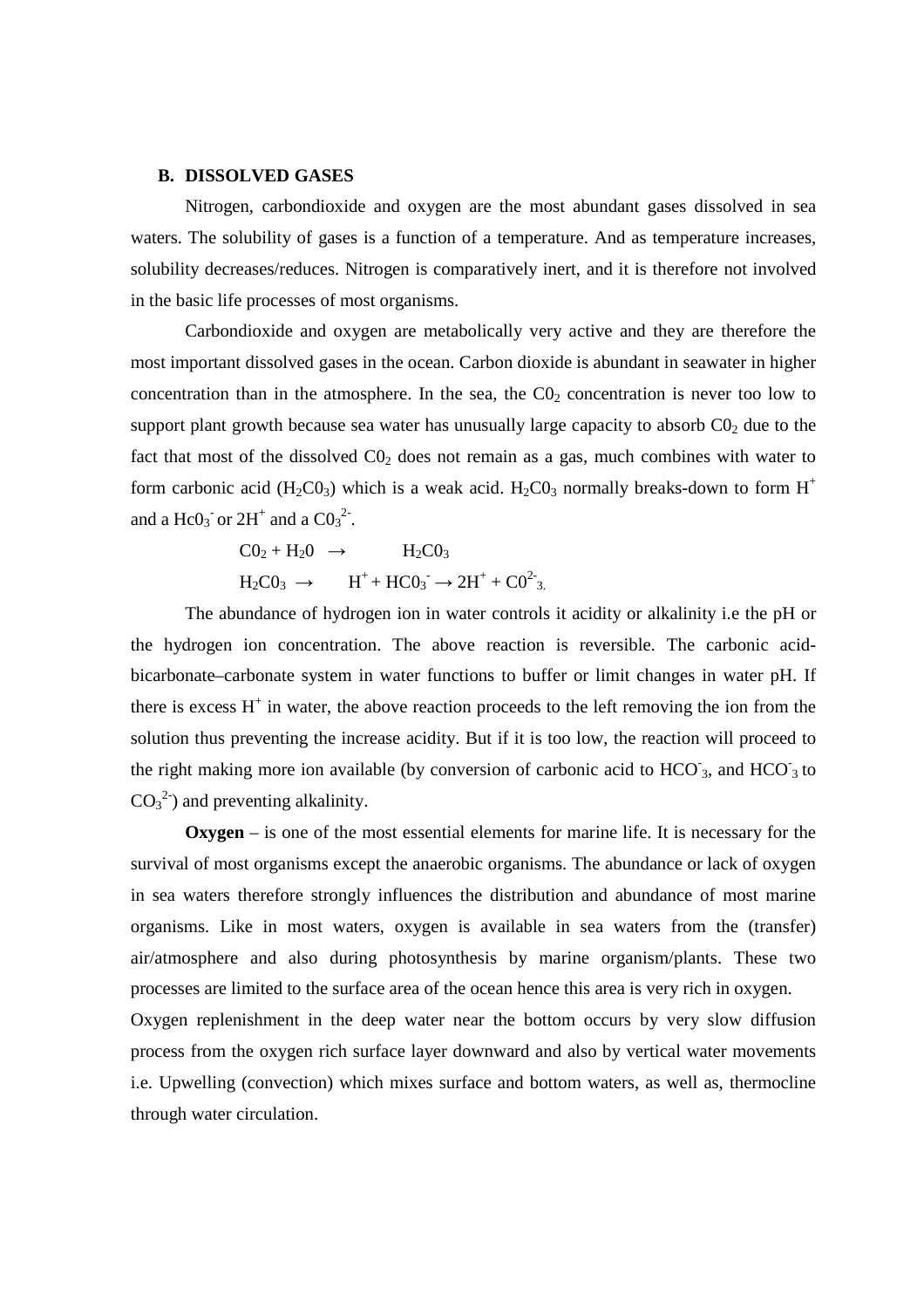### B. DISSOLVED GASES

Nitrogen, carbondioxide and oxygen are the most abundant gases dissolved in sea waters. The solubility of gases is a function of a temperature. And as temperature increases, solubility decreases/reduces. Nitrogen is comparatively inert, and it is therefore not involved in the basic life processes of most organisms.

Carbondioxide and oxygen are metabolically very active and they are therefore the most important dissolved gases in the ocean. Carbon dioxide is abundant in seawater in higher concentration than in the atmosphere. In the sea, the $C0_2$ concentration is never too low to support plant growth because sea water has unusually large capacity to absorb $C0_2$ due to the fact that most of the dissolved $C0_2$ does not remain as a gas, much combines with water to form carbonic acid ($H_2C0_3$) which is a weak acid. $H_2C0_3$ normally breaks-down to form $H^+$ and a $Hc0_3^-$ or $2H^+$ and a $C0_3^{2-}$.

$$C0_2 + H_20 \rightarrow H_2C0_3$$

$$H_2C0_3 \rightarrow H^+ + HC0_3^- \rightarrow 2H^+ + C0^{2-}_3$$

The abundance of hydrogen ion in water controls it acidity or alkalinity i.e the pH or the hydrogen ion concentration. The above reaction is reversible. The carbonic acid-bicarbonate–carbonate system in water functions to buffer or limit changes in water pH. If there is excess $H^+$ in water, the above reaction proceeds to the left removing the ion from the solution thus preventing the increase acidity. But if it is too low, the reaction will proceed to the right making more ion available (by conversion of carbonic acid to $HCO^-_3$, and $HCO^-_3$ to $CO_3^{2-}$) and preventing alkalinity.

**Oxygen** – is one of the most essential elements for marine life. It is necessary for the survival of most organisms except the anaerobic organisms. The abundance or lack of oxygen in sea waters therefore strongly influences the distribution and abundance of most marine organisms. Like in most waters, oxygen is available in sea waters from the (transfer) air/atmosphere and also during photosynthesis by marine organism/plants. These two processes are limited to the surface area of the ocean hence this area is very rich in oxygen.

Oxygen replenishment in the deep water near the bottom occurs by very slow diffusion process from the oxygen rich surface layer downward and also by vertical water movements i.e. Upwelling (convection) which mixes surface and bottom waters, as well as, thermocline through water circulation.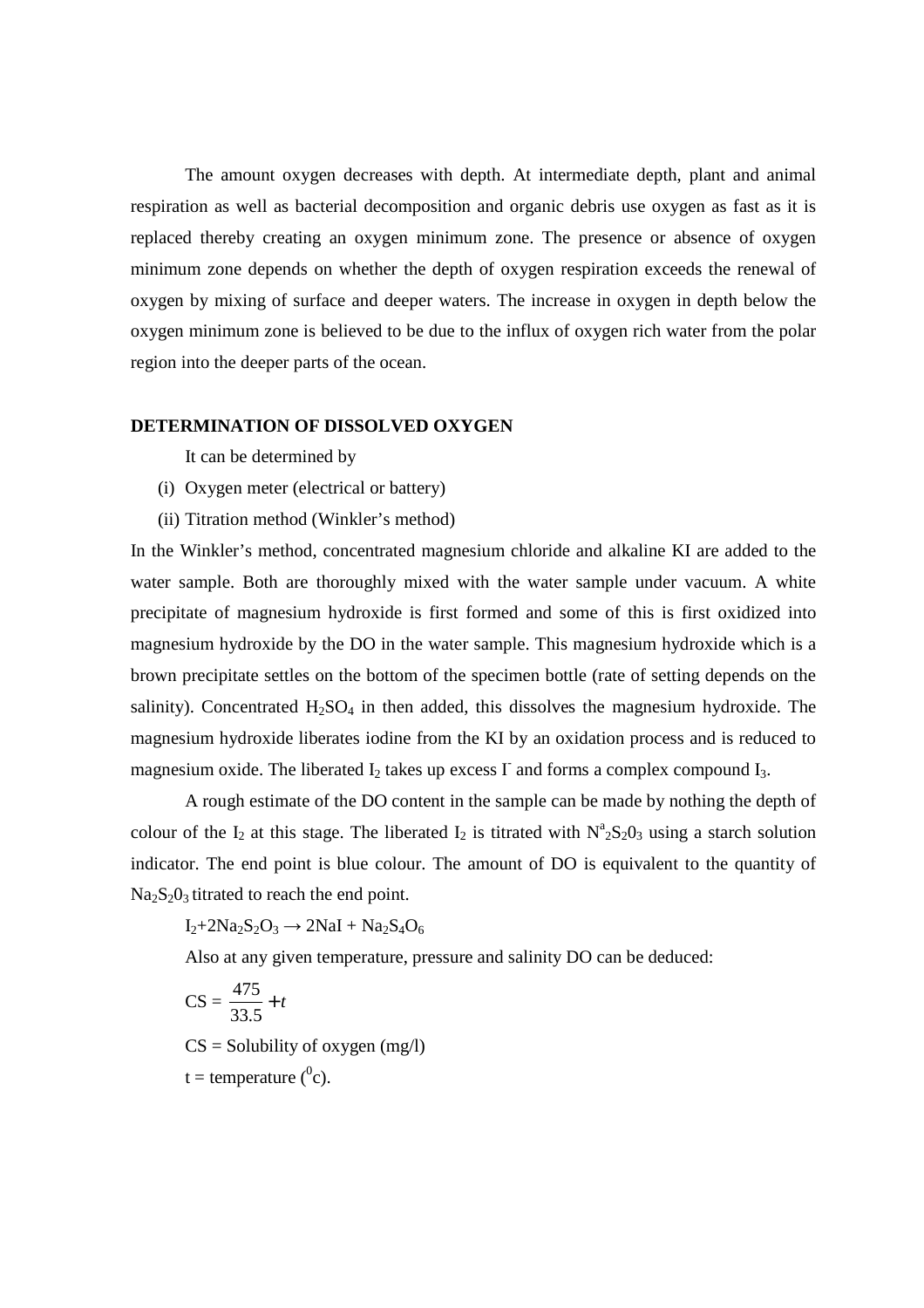The amount oxygen decreases with depth. At intermediate depth, plant and animal respiration as well as bacterial decomposition and organic debris use oxygen as fast as it is replaced thereby creating an oxygen minimum zone. The presence or absence of oxygen minimum zone depends on whether the depth of oxygen respiration exceeds the renewal of oxygen by mixing of surface and deeper waters. The increase in oxygen in depth below the oxygen minimum zone is believed to be due to the influx of oxygen rich water from the polar region into the deeper parts of the ocean.

**DETERMINATION OF DISSOLVED OXYGEN**

It can be determined by

(i) Oxygen meter (electrical or battery)

(ii) Titration method (Winkler's method)

In the Winkler's method, concentrated magnesium chloride and alkaline KI are added to the water sample. Both are thoroughly mixed with the water sample under vacuum. A white precipitate of magnesium hydroxide is first formed and some of this is first oxidized into magnesium hydroxide by the DO in the water sample. This magnesium hydroxide which is a brown precipitate settles on the bottom of the specimen bottle (rate of setting depends on the salinity). Concentrated $H_2SO_4$ in then added, this dissolves the magnesium hydroxide. The magnesium hydroxide liberates iodine from the KI by an oxidation process and is reduced to magnesium oxide. The liberated $I_2$ takes up excess $I^-$ and forms a complex compound $I_3$.

A rough estimate of the DO content in the sample can be made by nothing the depth of colour of the $I_2$ at this stage. The liberated $I_2$ is titrated with $N^a{}_2S_20_3$ using a starch solution indicator. The end point is blue colour. The amount of DO is equivalent to the quantity of $Na_2S_20_3$ titrated to reach the end point.

$$I_2 + 2Na_2S_2O_3 \rightarrow 2NaI + Na_2S_4O_6$$

Also at any given temperature, pressure and salinity DO can be deduced:

$$CS = \frac{475}{33.5} + t$$

CS = Solubility of oxygen (mg/l)

t = temperature ($^0$c).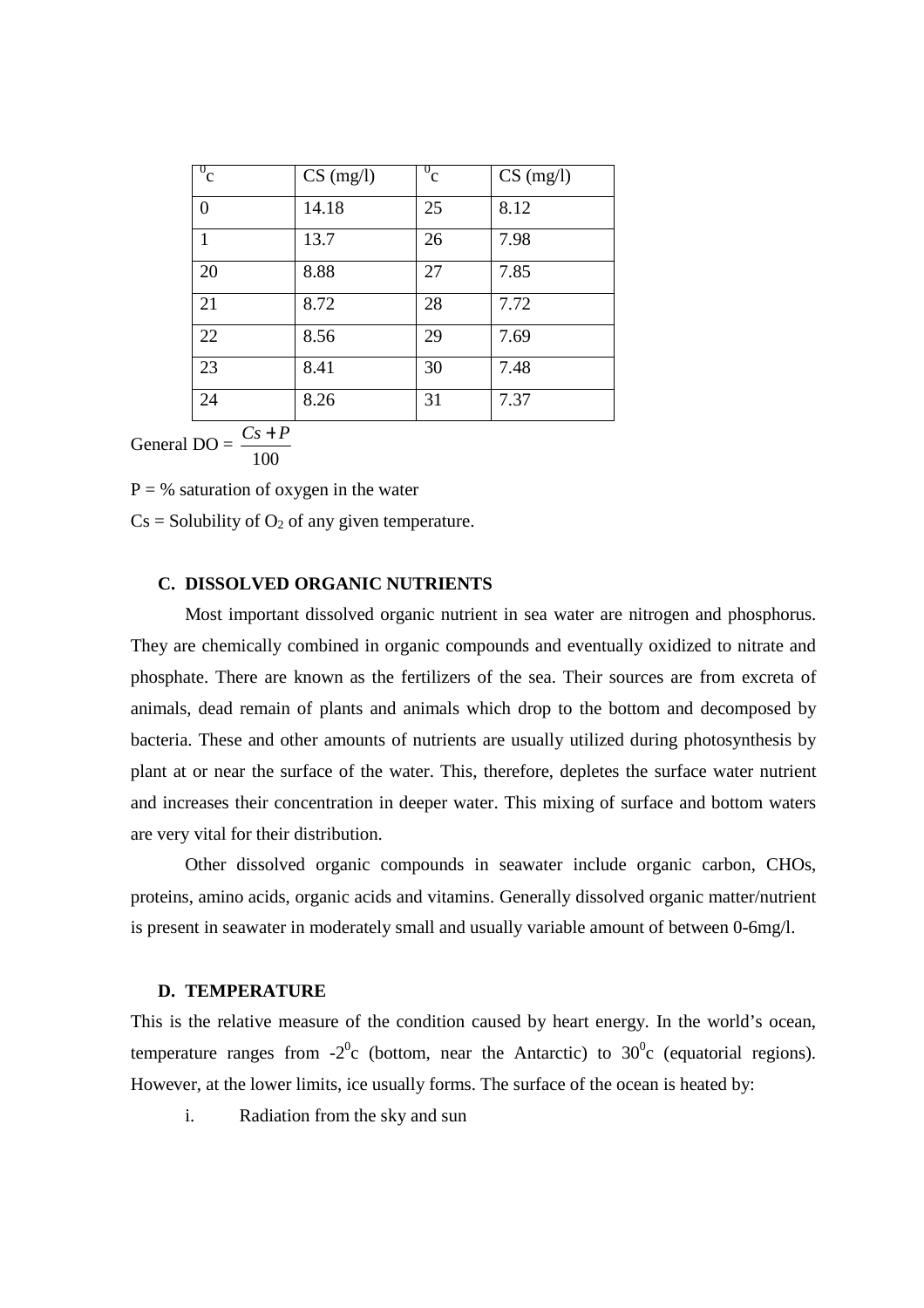| $^0$c | CS (mg/l) | $^0$c | CS (mg/l) |
|---|---|---|---|
| 0 | 14.18 | 25 | 8.12 |
| 1 | 13.7 | 26 | 7.98 |
| 20 | 8.88 | 27 | 7.85 |
| 21 | 8.72 | 28 | 7.72 |
| 22 | 8.56 | 29 | 7.69 |
| 23 | 8.41 | 30 | 7.48 |
| 24 | 8.26 | 31 | 7.37 |

General DO = $\frac{Cs + P}{100}$

P = % saturation of oxygen in the water

Cs = Solubility of $O_2$ of any given temperature.

### C. DISSOLVED ORGANIC NUTRIENTS

Most important dissolved organic nutrient in sea water are nitrogen and phosphorus. They are chemically combined in organic compounds and eventually oxidized to nitrate and phosphate. There are known as the fertilizers of the sea. Their sources are from excreta of animals, dead remain of plants and animals which drop to the bottom and decomposed by bacteria. These and other amounts of nutrients are usually utilized during photosynthesis by plant at or near the surface of the water. This, therefore, depletes the surface water nutrient and increases their concentration in deeper water. This mixing of surface and bottom waters are very vital for their distribution.

Other dissolved organic compounds in seawater include organic carbon, CHOs, proteins, amino acids, organic acids and vitamins. Generally dissolved organic matter/nutrient is present in seawater in moderately small and usually variable amount of between 0-6mg/l.

### D. TEMPERATURE

This is the relative measure of the condition caused by heart energy. In the world's ocean, temperature ranges from -2$^0$c (bottom, near the Antarctic) to 30$^0$c (equatorial regions). However, at the lower limits, ice usually forms. The surface of the ocean is heated by:

i. Radiation from the sky and sun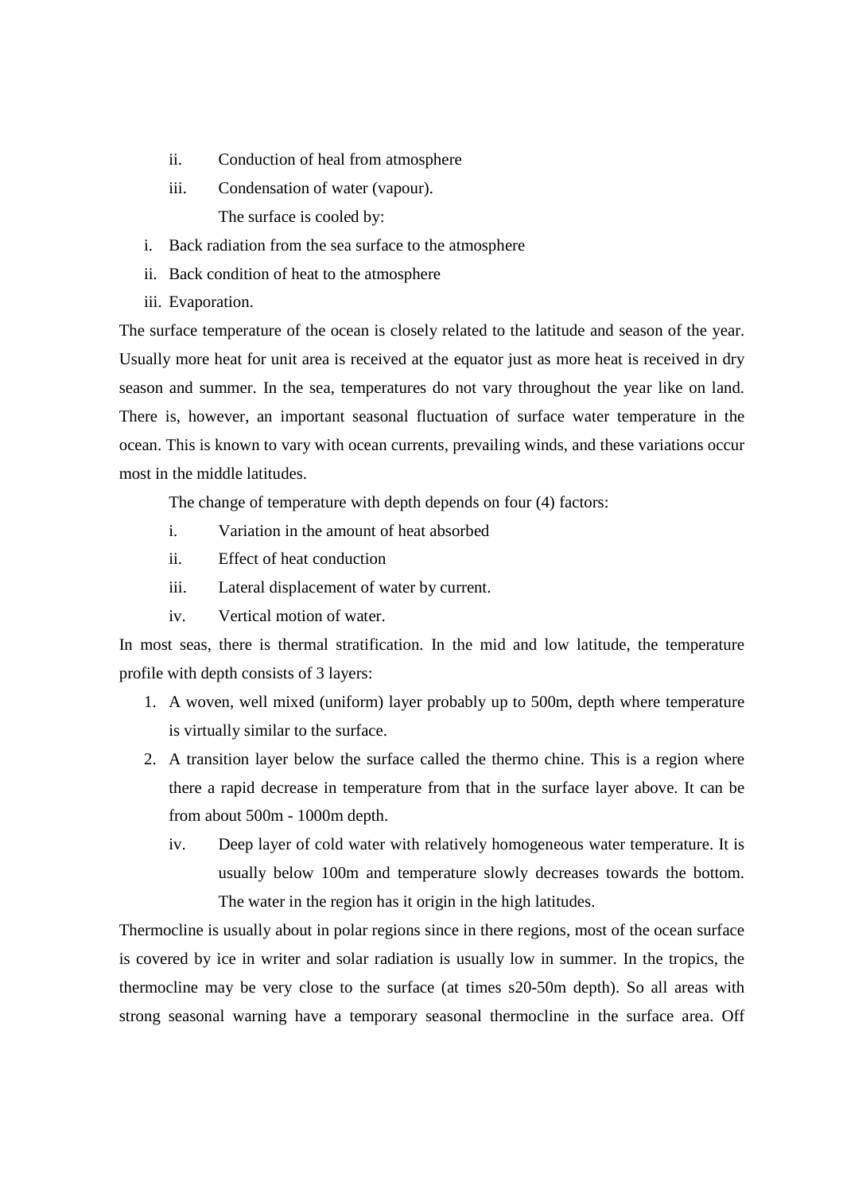ii. Conduction of heal from atmosphere

iii. Condensation of water (vapour).

The surface is cooled by:

i. Back radiation from the sea surface to the atmosphere
ii. Back condition of heat to the atmosphere
iii. Evaporation.

The surface temperature of the ocean is closely related to the latitude and season of the year. Usually more heat for unit area is received at the equator just as more heat is received in dry season and summer. In the sea, temperatures do not vary throughout the year like on land. There is, however, an important seasonal fluctuation of surface water temperature in the ocean. This is known to vary with ocean currents, prevailing winds, and these variations occur most in the middle latitudes.

The change of temperature with depth depends on four (4) factors:

i. Variation in the amount of heat absorbed
ii. Effect of heat conduction
iii. Lateral displacement of water by current.
iv. Vertical motion of water.

In most seas, there is thermal stratification. In the mid and low latitude, the temperature profile with depth consists of 3 layers:

1. A woven, well mixed (uniform) layer probably up to 500m, depth where temperature is virtually similar to the surface.
2. A transition layer below the surface called the thermo chine. This is a region where there a rapid decrease in temperature from that in the surface layer above. It can be from about 500m - 1000m depth.

iv. Deep layer of cold water with relatively homogeneous water temperature. It is usually below 100m and temperature slowly decreases towards the bottom. The water in the region has it origin in the high latitudes.

Thermocline is usually about in polar regions since in there regions, most of the ocean surface is covered by ice in writer and solar radiation is usually low in summer. In the tropics, the thermocline may be very close to the surface (at times s20-50m depth). So all areas with strong seasonal warning have a temporary seasonal thermocline in the surface area. Off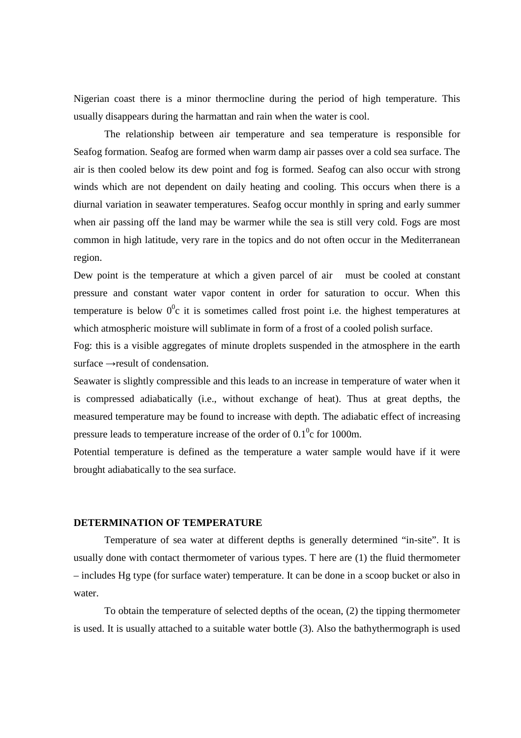Nigerian coast there is a minor thermocline during the period of high temperature. This usually disappears during the harmattan and rain when the water is cool.

The relationship between air temperature and sea temperature is responsible for Seafog formation. Seafog are formed when warm damp air passes over a cold sea surface. The air is then cooled below its dew point and fog is formed. Seafog can also occur with strong winds which are not dependent on daily heating and cooling. This occurs when there is a diurnal variation in seawater temperatures. Seafog occur monthly in spring and early summer when air passing off the land may be warmer while the sea is still very cold. Fogs are most common in high latitude, very rare in the topics and do not often occur in the Mediterranean region.

Dew point is the temperature at which a given parcel of air must be cooled at constant pressure and constant water vapor content in order for saturation to occur. When this temperature is below $0^0$c it is sometimes called frost point i.e. the highest temperatures at which atmospheric moisture will sublimate in form of a frost of a cooled polish surface.

Fog: this is a visible aggregates of minute droplets suspended in the atmosphere in the earth surface →result of condensation.

Seawater is slightly compressible and this leads to an increase in temperature of water when it is compressed adiabatically (i.e., without exchange of heat). Thus at great depths, the measured temperature may be found to increase with depth. The adiabatic effect of increasing pressure leads to temperature increase of the order of $0.1^0$c for 1000m.

Potential temperature is defined as the temperature a water sample would have if it were brought adiabatically to the sea surface.

**DETERMINATION OF TEMPERATURE**

Temperature of sea water at different depths is generally determined "in-site". It is usually done with contact thermometer of various types. T here are (1) the fluid thermometer – includes Hg type (for surface water) temperature. It can be done in a scoop bucket or also in water.

To obtain the temperature of selected depths of the ocean, (2) the tipping thermometer is used. It is usually attached to a suitable water bottle (3). Also the bathythermograph is used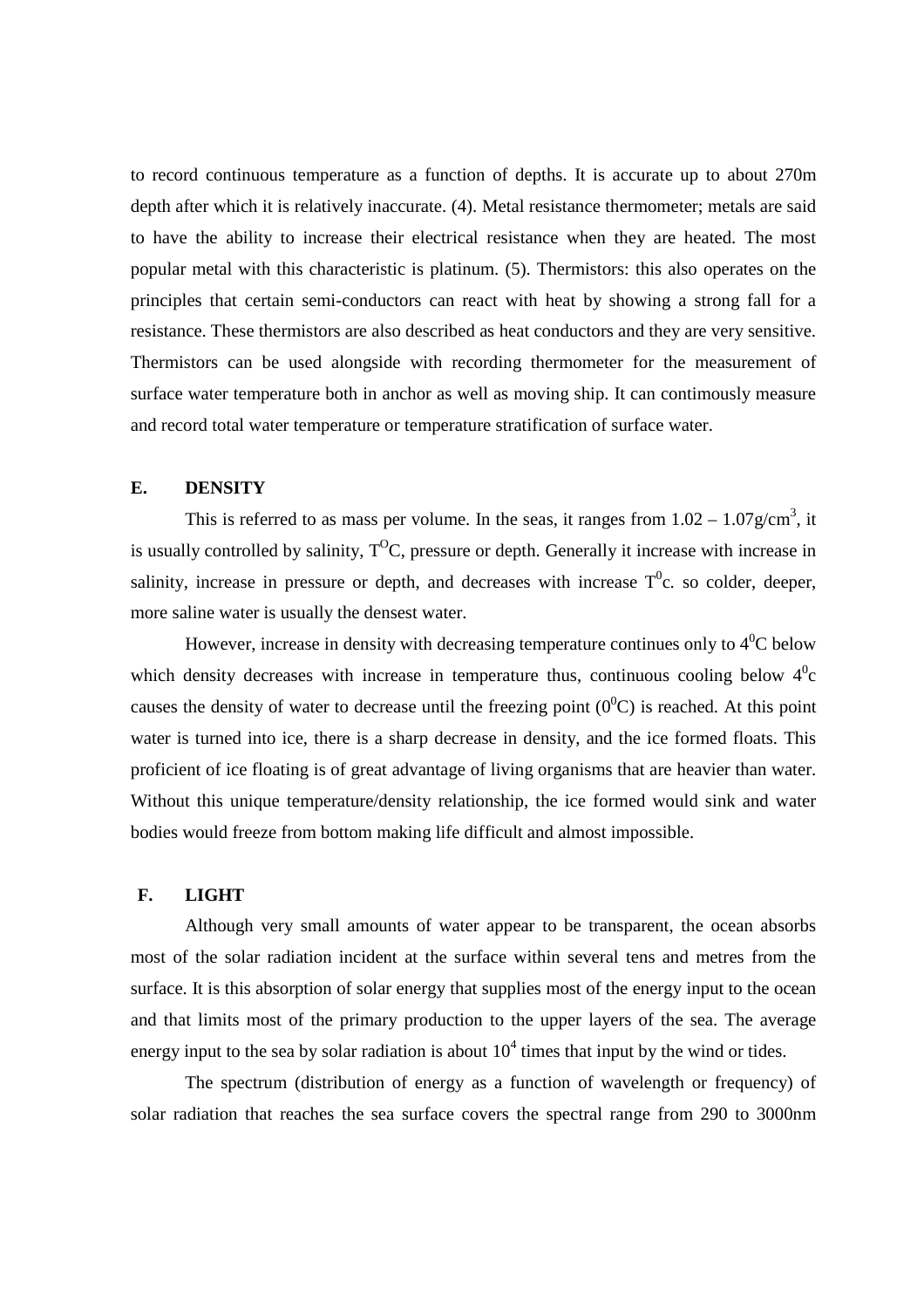to record continuous temperature as a function of depths. It is accurate up to about 270m depth after which it is relatively inaccurate. (4). Metal resistance thermometer; metals are said to have the ability to increase their electrical resistance when they are heated. The most popular metal with this characteristic is platinum. (5). Thermistors: this also operates on the principles that certain semi-conductors can react with heat by showing a strong fall for a resistance. These thermistors are also described as heat conductors and they are very sensitive. Thermistors can be used alongside with recording thermometer for the measurement of surface water temperature both in anchor as well as moving ship. It can contimously measure and record total water temperature or temperature stratification of surface water.

## E. DENSITY

This is referred to as mass per volume. In the seas, it ranges from 1.02 – 1.07g/cm$^3$, it is usually controlled by salinity, T$^O$C, pressure or depth. Generally it increase with increase in salinity, increase in pressure or depth, and decreases with increase T$^0$c. so colder, deeper, more saline water is usually the densest water.

However, increase in density with decreasing temperature continues only to 4$^0$C below which density decreases with increase in temperature thus, continuous cooling below 4$^0$c causes the density of water to decrease until the freezing point (0$^0$C) is reached. At this point water is turned into ice, there is a sharp decrease in density, and the ice formed floats. This proficient of ice floating is of great advantage of living organisms that are heavier than water. Without this unique temperature/density relationship, the ice formed would sink and water bodies would freeze from bottom making life difficult and almost impossible.

## F. LIGHT

Although very small amounts of water appear to be transparent, the ocean absorbs most of the solar radiation incident at the surface within several tens and metres from the surface. It is this absorption of solar energy that supplies most of the energy input to the ocean and that limits most of the primary production to the upper layers of the sea. The average energy input to the sea by solar radiation is about $10^4$ times that input by the wind or tides.

The spectrum (distribution of energy as a function of wavelength or frequency) of solar radiation that reaches the sea surface covers the spectral range from 290 to 3000nm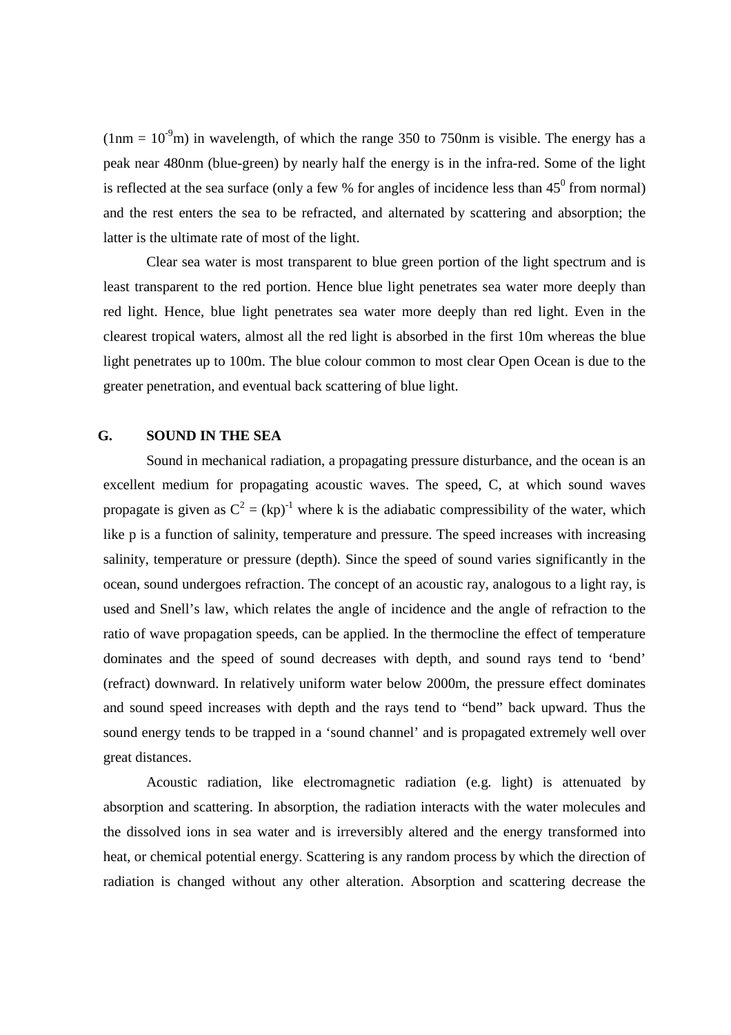($1nm = 10^{-9}m$) in wavelength, of which the range 350 to 750nm is visible. The energy has a peak near 480nm (blue-green) by nearly half the energy is in the infra-red. Some of the light is reflected at the sea surface (only a few % for angles of incidence less than $45^0$ from normal) and the rest enters the sea to be refracted, and alternated by scattering and absorption; the latter is the ultimate rate of most of the light.

Clear sea water is most transparent to blue green portion of the light spectrum and is least transparent to the red portion. Hence blue light penetrates sea water more deeply than red light. Hence, blue light penetrates sea water more deeply than red light. Even in the clearest tropical waters, almost all the red light is absorbed in the first 10m whereas the blue light penetrates up to 100m. The blue colour common to most clear Open Ocean is due to the greater penetration, and eventual back scattering of blue light.

## G. SOUND IN THE SEA

Sound in mechanical radiation, a propagating pressure disturbance, and the ocean is an excellent medium for propagating acoustic waves. The speed, C, at which sound waves propagate is given as $C^2 = (kp)^{-1}$ where k is the adiabatic compressibility of the water, which like p is a function of salinity, temperature and pressure. The speed increases with increasing salinity, temperature or pressure (depth). Since the speed of sound varies significantly in the ocean, sound undergoes refraction. The concept of an acoustic ray, analogous to a light ray, is used and Snell's law, which relates the angle of incidence and the angle of refraction to the ratio of wave propagation speeds, can be applied. In the thermocline the effect of temperature dominates and the speed of sound decreases with depth, and sound rays tend to 'bend' (refract) downward. In relatively uniform water below 2000m, the pressure effect dominates and sound speed increases with depth and the rays tend to "bend" back upward. Thus the sound energy tends to be trapped in a 'sound channel' and is propagated extremely well over great distances.

Acoustic radiation, like electromagnetic radiation (e.g. light) is attenuated by absorption and scattering. In absorption, the radiation interacts with the water molecules and the dissolved ions in sea water and is irreversibly altered and the energy transformed into heat, or chemical potential energy. Scattering is any random process by which the direction of radiation is changed without any other alteration. Absorption and scattering decrease the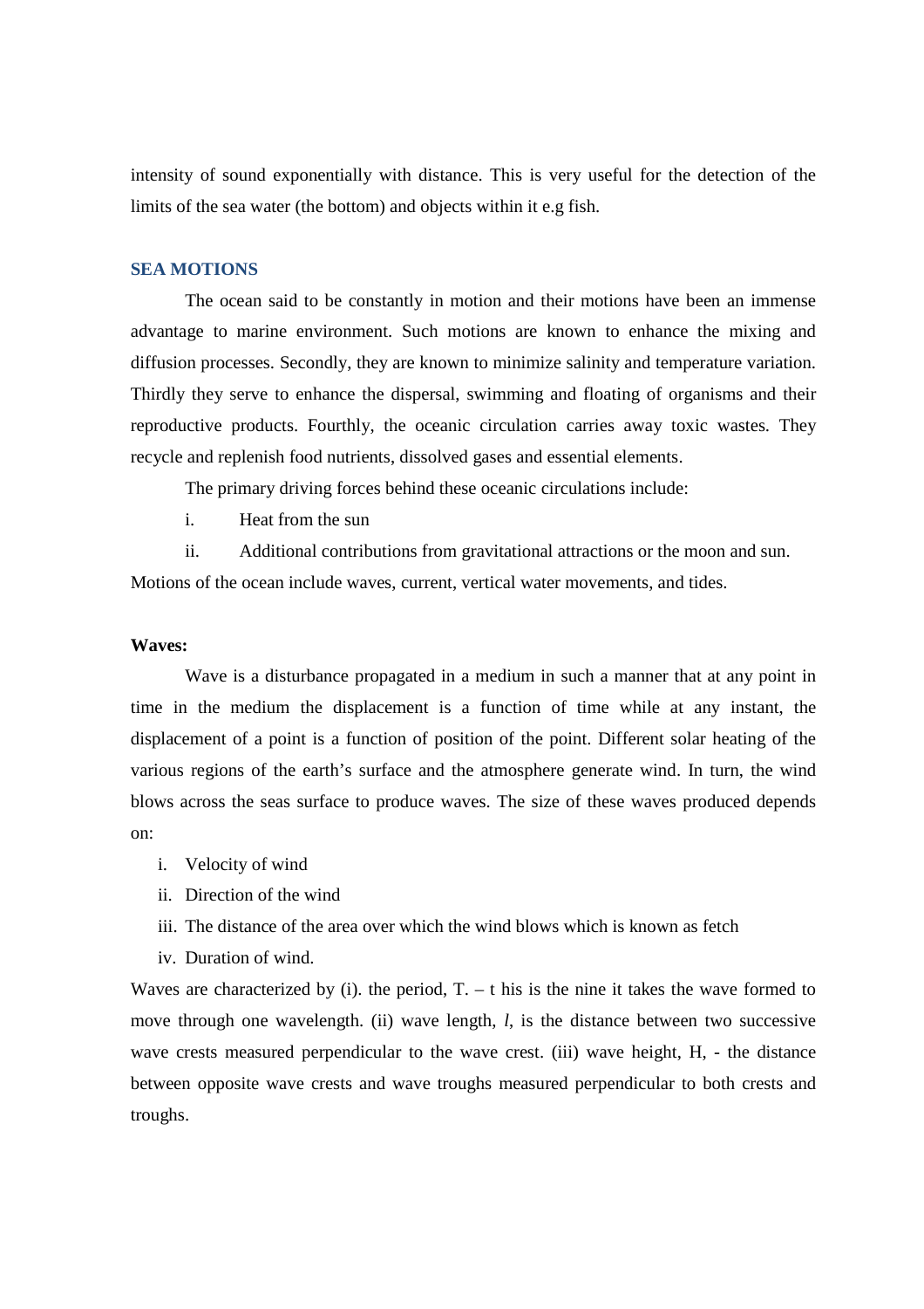intensity of sound exponentially with distance. This is very useful for the detection of the limits of the sea water (the bottom) and objects within it e.g fish.

## SEA MOTIONS

The ocean said to be constantly in motion and their motions have been an immense advantage to marine environment. Such motions are known to enhance the mixing and diffusion processes. Secondly, they are known to minimize salinity and temperature variation. Thirdly they serve to enhance the dispersal, swimming and floating of organisms and their reproductive products. Fourthly, the oceanic circulation carries away toxic wastes. They recycle and replenish food nutrients, dissolved gases and essential elements.

The primary driving forces behind these oceanic circulations include:

i. Heat from the sun

ii. Additional contributions from gravitational attractions or the moon and sun.

Motions of the ocean include waves, current, vertical water movements, and tides.

**Waves:**

Wave is a disturbance propagated in a medium in such a manner that at any point in time in the medium the displacement is a function of time while at any instant, the displacement of a point is a function of position of the point. Different solar heating of the various regions of the earth's surface and the atmosphere generate wind. In turn, the wind blows across the seas surface to produce waves. The size of these waves produced depends on:

i. Velocity of wind
ii. Direction of the wind
iii. The distance of the area over which the wind blows which is known as fetch
iv. Duration of wind.

Waves are characterized by (i). the period, T. – t his is the nine it takes the wave formed to move through one wavelength. (ii) wave length, *l*, is the distance between two successive wave crests measured perpendicular to the wave crest. (iii) wave height, H, - the distance between opposite wave crests and wave troughs measured perpendicular to both crests and troughs.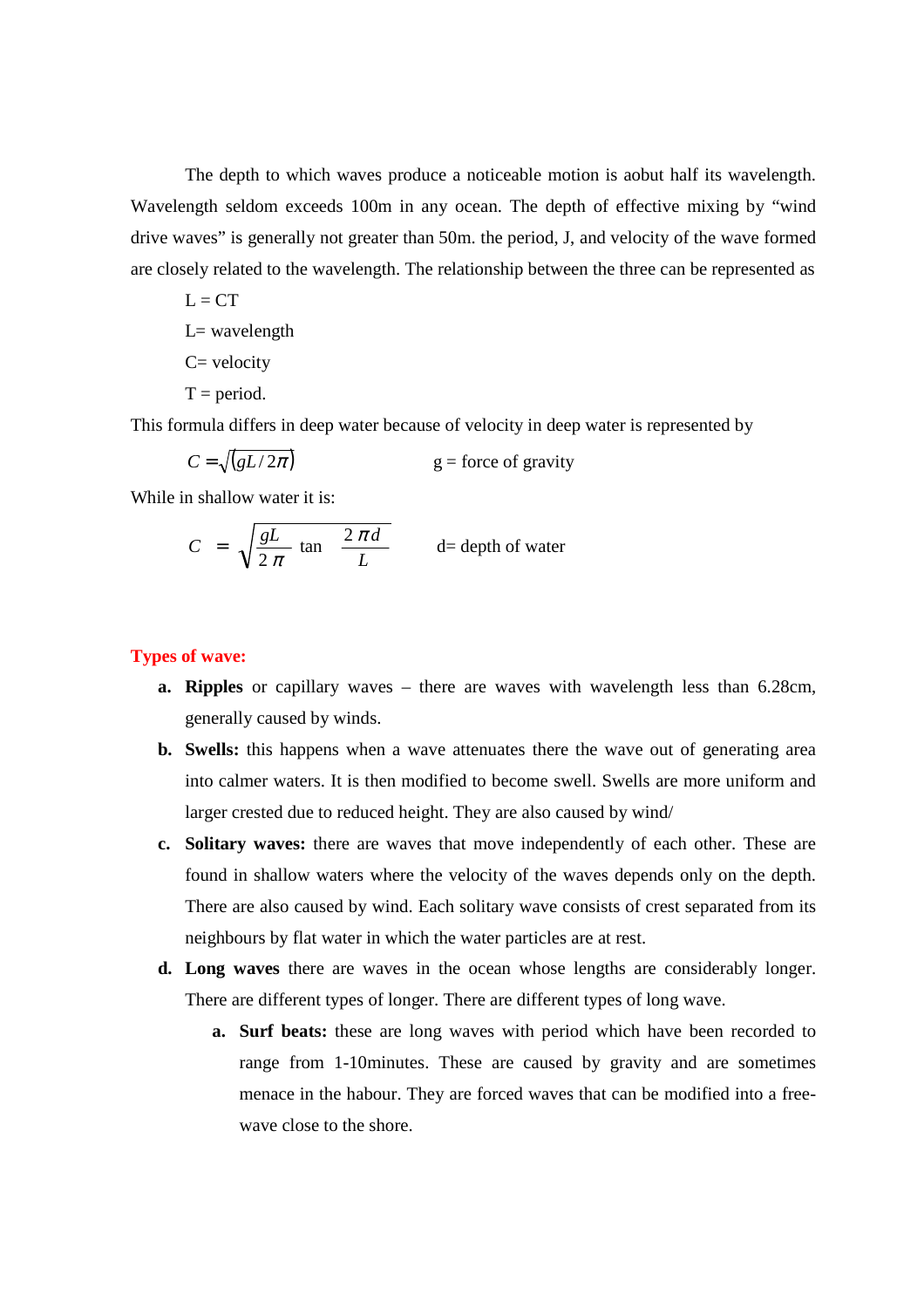The depth to which waves produce a noticeable motion is aobut half its wavelength. Wavelength seldom exceeds 100m in any ocean. The depth of effective mixing by "wind drive waves" is generally not greater than 50m. the period, J, and velocity of the wave formed are closely related to the wavelength. The relationship between the three can be represented as

L = CT

L= wavelength

C= velocity

T = period.

This formula differs in deep water because of velocity in deep water is represented by

$$C = \sqrt{(gL/2\pi)}$$ g = force of gravity

While in shallow water it is:

$$C = \sqrt{\frac{gL}{2\pi} \tan \frac{2\pi d}{L}}$$ d= depth of water

## Types of wave:

a. **Ripples** or capillary waves – there are waves with wavelength less than 6.28cm, generally caused by winds.

b. **Swells:** this happens when a wave attenuates there the wave out of generating area into calmer waters. It is then modified to become swell. Swells are more uniform and larger crested due to reduced height. They are also caused by wind/

c. **Solitary waves:** there are waves that move independently of each other. These are found in shallow waters where the velocity of the waves depends only on the depth. There are also caused by wind. Each solitary wave consists of crest separated from its neighbours by flat water in which the water particles are at rest.

d. **Long waves** there are waves in the ocean whose lengths are considerably longer. There are different types of longer. There are different types of long wave.

   a. **Surf beats:** these are long waves with period which have been recorded to range from 1-10minutes. These are caused by gravity and are sometimes menace in the habour. They are forced waves that can be modified into a free-wave close to the shore.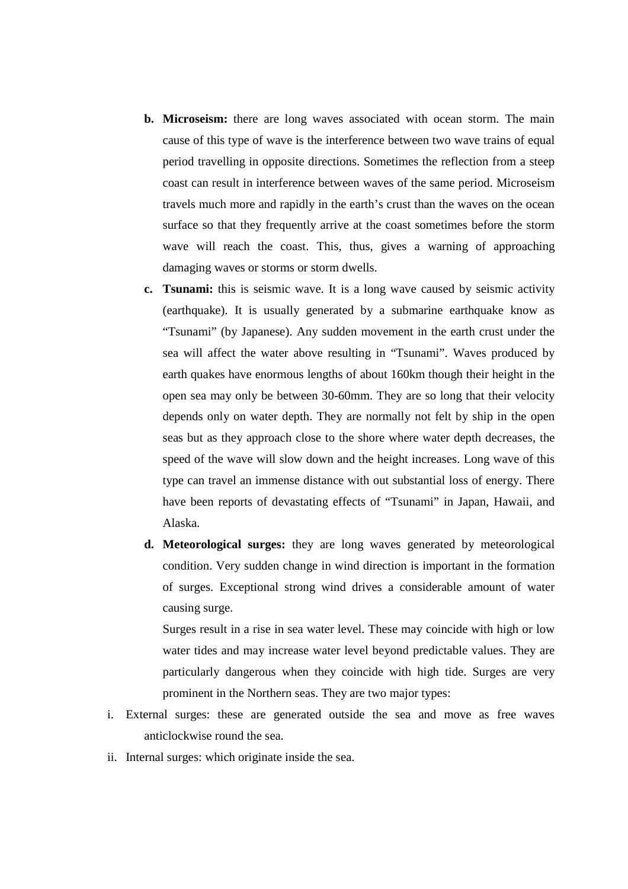b. **Microseism:** there are long waves associated with ocean storm. The main cause of this type of wave is the interference between two wave trains of equal period travelling in opposite directions. Sometimes the reflection from a steep coast can result in interference between waves of the same period. Microseism travels much more and rapidly in the earth's crust than the waves on the ocean surface so that they frequently arrive at the coast sometimes before the storm wave will reach the coast. This, thus, gives a warning of approaching damaging waves or storms or storm dwells.

c. **Tsunami:** this is seismic wave. It is a long wave caused by seismic activity (earthquake). It is usually generated by a submarine earthquake know as "Tsunami" (by Japanese). Any sudden movement in the earth crust under the sea will affect the water above resulting in "Tsunami". Waves produced by earth quakes have enormous lengths of about 160km though their height in the open sea may only be between 30-60mm. They are so long that their velocity depends only on water depth. They are normally not felt by ship in the open seas but as they approach close to the shore where water depth decreases, the speed of the wave will slow down and the height increases. Long wave of this type can travel an immense distance with out substantial loss of energy. There have been reports of devastating effects of "Tsunami" in Japan, Hawaii, and Alaska.

d. **Meteorological surges:** they are long waves generated by meteorological condition. Very sudden change in wind direction is important in the formation of surges. Exceptional strong wind drives a considerable amount of water causing surge.

   Surges result in a rise in sea water level. These may coincide with high or low water tides and may increase water level beyond predictable values. They are particularly dangerous when they coincide with high tide. Surges are very prominent in the Northern seas. They are two major types:

i. External surges: these are generated outside the sea and move as free waves anticlockwise round the sea.

ii. Internal surges: which originate inside the sea.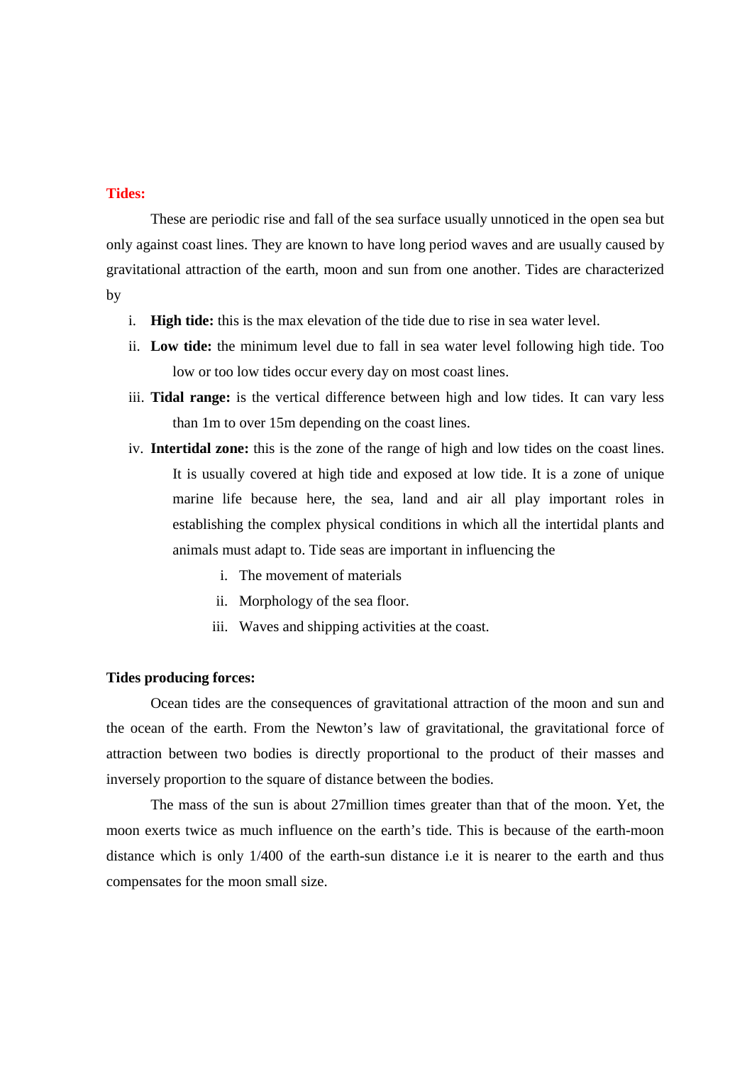## Tides:

These are periodic rise and fall of the sea surface usually unnoticed in the open sea but only against coast lines. They are known to have long period waves and are usually caused by gravitational attraction of the earth, moon and sun from one another. Tides are characterized by

i. **High tide:** this is the max elevation of the tide due to rise in sea water level.
ii. **Low tide:** the minimum level due to fall in sea water level following high tide. Too low or too low tides occur every day on most coast lines.
iii. **Tidal range:** is the vertical difference between high and low tides. It can vary less than 1m to over 15m depending on the coast lines.
iv. **Intertidal zone:** this is the zone of the range of high and low tides on the coast lines. It is usually covered at high tide and exposed at low tide. It is a zone of unique marine life because here, the sea, land and air all play important roles in establishing the complex physical conditions in which all the intertidal plants and animals must adapt to. Tide seas are important in influencing the
    i. The movement of materials
    ii. Morphology of the sea floor.
    iii. Waves and shipping activities at the coast.

### Tides producing forces:

Ocean tides are the consequences of gravitational attraction of the moon and sun and the ocean of the earth. From the Newton's law of gravitational, the gravitational force of attraction between two bodies is directly proportional to the product of their masses and inversely proportion to the square of distance between the bodies.

The mass of the sun is about 27million times greater than that of the moon. Yet, the moon exerts twice as much influence on the earth's tide. This is because of the earth-moon distance which is only 1/400 of the earth-sun distance i.e it is nearer to the earth and thus compensates for the moon small size.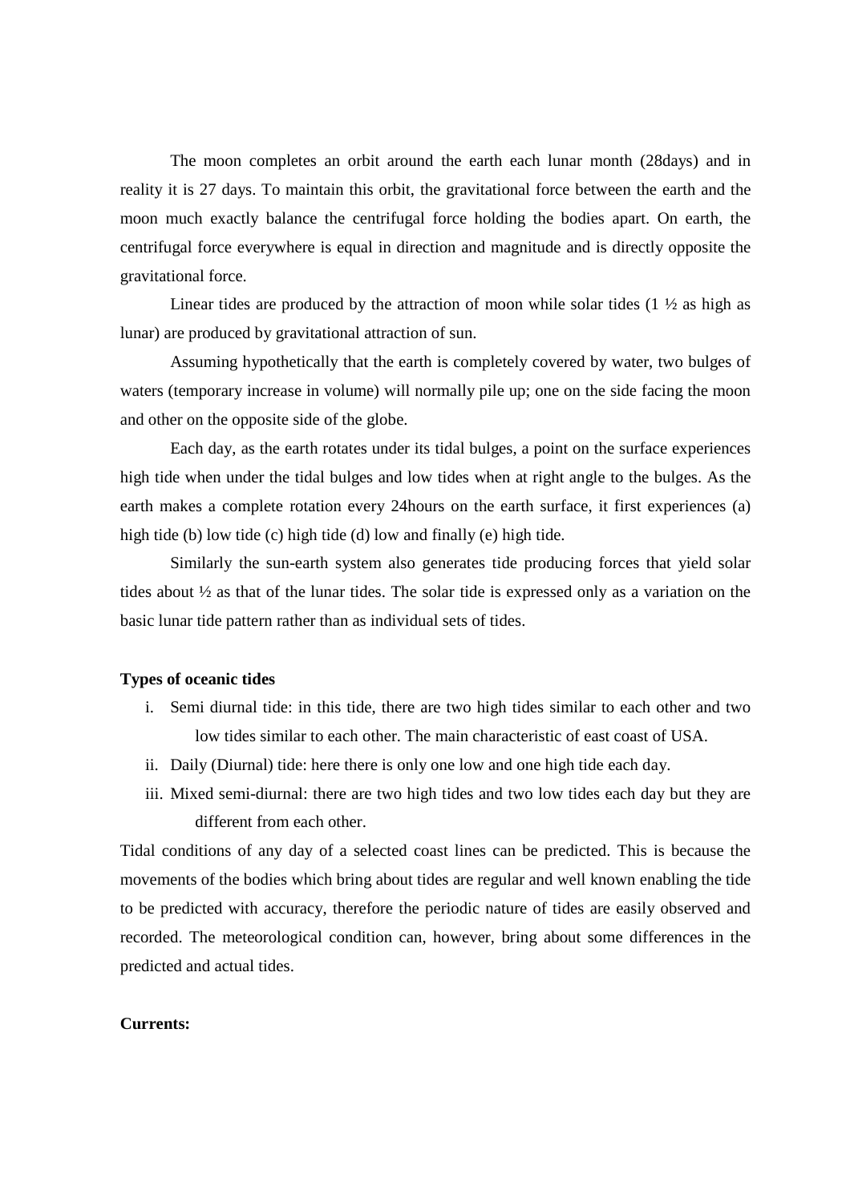The moon completes an orbit around the earth each lunar month (28days) and in reality it is 27 days. To maintain this orbit, the gravitational force between the earth and the moon much exactly balance the centrifugal force holding the bodies apart. On earth, the centrifugal force everywhere is equal in direction and magnitude and is directly opposite the gravitational force.

Linear tides are produced by the attraction of moon while solar tides (1 ½ as high as lunar) are produced by gravitational attraction of sun.

Assuming hypothetically that the earth is completely covered by water, two bulges of waters (temporary increase in volume) will normally pile up; one on the side facing the moon and other on the opposite side of the globe.

Each day, as the earth rotates under its tidal bulges, a point on the surface experiences high tide when under the tidal bulges and low tides when at right angle to the bulges. As the earth makes a complete rotation every 24hours on the earth surface, it first experiences (a) high tide (b) low tide (c) high tide (d) low and finally (e) high tide.

Similarly the sun-earth system also generates tide producing forces that yield solar tides about ½ as that of the lunar tides. The solar tide is expressed only as a variation on the basic lunar tide pattern rather than as individual sets of tides.

**Types of oceanic tides**

i. Semi diurnal tide: in this tide, there are two high tides similar to each other and two low tides similar to each other. The main characteristic of east coast of USA.
ii. Daily (Diurnal) tide: here there is only one low and one high tide each day.
iii. Mixed semi-diurnal: there are two high tides and two low tides each day but they are different from each other.

Tidal conditions of any day of a selected coast lines can be predicted. This is because the movements of the bodies which bring about tides are regular and well known enabling the tide to be predicted with accuracy, therefore the periodic nature of tides are easily observed and recorded. The meteorological condition can, however, bring about some differences in the predicted and actual tides.

**Currents:**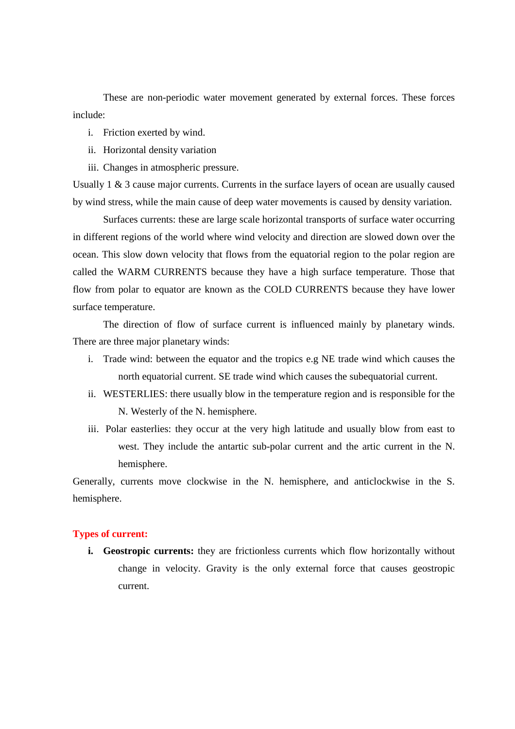These are non-periodic water movement generated by external forces. These forces include:

i. Friction exerted by wind.
ii. Horizontal density variation
iii. Changes in atmospheric pressure.

Usually 1 & 3 cause major currents. Currents in the surface layers of ocean are usually caused by wind stress, while the main cause of deep water movements is caused by density variation.

Surfaces currents: these are large scale horizontal transports of surface water occurring in different regions of the world where wind velocity and direction are slowed down over the ocean. This slow down velocity that flows from the equatorial region to the polar region are called the WARM CURRENTS because they have a high surface temperature. Those that flow from polar to equator are known as the COLD CURRENTS because they have lower surface temperature.

The direction of flow of surface current is influenced mainly by planetary winds. There are three major planetary winds:

i. Trade wind: between the equator and the tropics e.g NE trade wind which causes the north equatorial current. SE trade wind which causes the subequatorial current.
ii. WESTERLIES: there usually blow in the temperature region and is responsible for the N. Westerly of the N. hemisphere.
iii. Polar easterlies: they occur at the very high latitude and usually blow from east to west. They include the antartic sub-polar current and the artic current in the N. hemisphere.

Generally, currents move clockwise in the N. hemisphere, and anticlockwise in the S. hemisphere.

## Types of current:

i. **Geostropic currents:** they are frictionless currents which flow horizontally without change in velocity. Gravity is the only external force that causes geostropic current.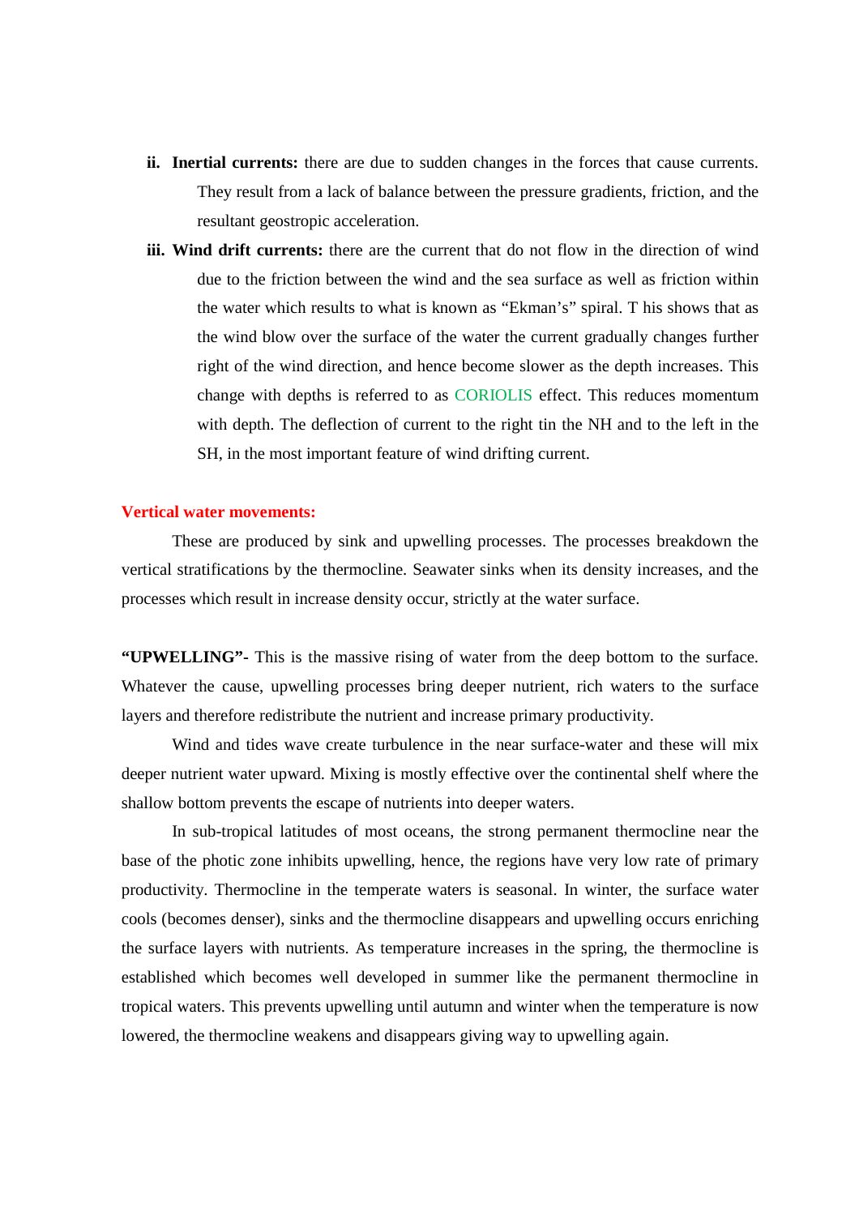ii. **Inertial currents:** there are due to sudden changes in the forces that cause currents. They result from a lack of balance between the pressure gradients, friction, and the resultant geostropic acceleration.

iii. **Wind drift currents:** there are the current that do not flow in the direction of wind due to the friction between the wind and the sea surface as well as friction within the water which results to what is known as "Ekman's" spiral. T his shows that as the wind blow over the surface of the water the current gradually changes further right of the wind direction, and hence become slower as the depth increases. This change with depths is referred to as CORIOLIS effect. This reduces momentum with depth. The deflection of current to the right tin the NH and to the left in the SH, in the most important feature of wind drifting current.

**Vertical water movements:**

These are produced by sink and upwelling processes. The processes breakdown the vertical stratifications by the thermocline. Seawater sinks when its density increases, and the processes which result in increase density occur, strictly at the water surface.

**"UPWELLING"-** This is the massive rising of water from the deep bottom to the surface. Whatever the cause, upwelling processes bring deeper nutrient, rich waters to the surface layers and therefore redistribute the nutrient and increase primary productivity.

Wind and tides wave create turbulence in the near surface-water and these will mix deeper nutrient water upward. Mixing is mostly effective over the continental shelf where the shallow bottom prevents the escape of nutrients into deeper waters.

In sub-tropical latitudes of most oceans, the strong permanent thermocline near the base of the photic zone inhibits upwelling, hence, the regions have very low rate of primary productivity. Thermocline in the temperate waters is seasonal. In winter, the surface water cools (becomes denser), sinks and the thermocline disappears and upwelling occurs enriching the surface layers with nutrients. As temperature increases in the spring, the thermocline is established which becomes well developed in summer like the permanent thermocline in tropical waters. This prevents upwelling until autumn and winter when the temperature is now lowered, the thermocline weakens and disappears giving way to upwelling again.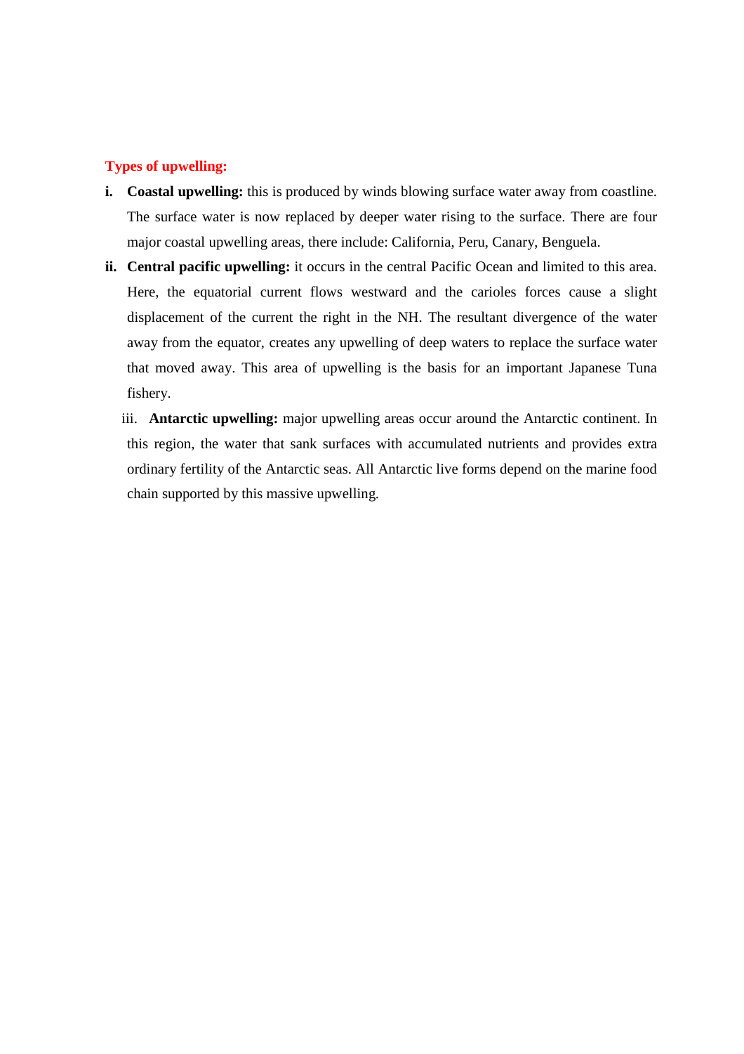**Types of upwelling:**

i. **Coastal upwelling:** this is produced by winds blowing surface water away from coastline. The surface water is now replaced by deeper water rising to the surface. There are four major coastal upwelling areas, there include: California, Peru, Canary, Benguela.

ii. **Central pacific upwelling:** it occurs in the central Pacific Ocean and limited to this area. Here, the equatorial current flows westward and the carioles forces cause a slight displacement of the current the right in the NH. The resultant divergence of the water away from the equator, creates any upwelling of deep waters to replace the surface water that moved away. This area of upwelling is the basis for an important Japanese Tuna fishery.

iii. **Antarctic upwelling:** major upwelling areas occur around the Antarctic continent. In this region, the water that sank surfaces with accumulated nutrients and provides extra ordinary fertility of the Antarctic seas. All Antarctic live forms depend on the marine food chain supported by this massive upwelling.